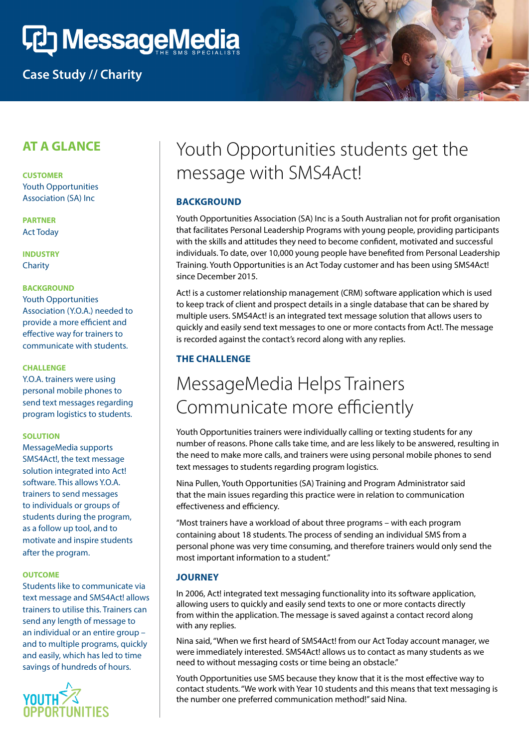# MessageMedia

THE SMS SPECIALISTS

Case Study // Charity

## AT A GLANCE

**CUSTOMER**
Youth Opportunities Association (SA) Inc

**PARTNER**
Act Today

**INDUSTRY**
Charity

**BACKGROUND**
Youth Opportunities Association (Y.O.A.) needed to provide a more efficient and effective way for trainers to communicate with students.

**CHALLENGE**
Y.O.A. trainers were using personal mobile phones to send text messages regarding program logistics to students.

**SOLUTION**
MessageMedia supports SMS4Act!, the text message solution integrated into Act! software. This allows Y.O.A. trainers to send messages to individuals or groups of students during the program, as a follow up tool, and to motivate and inspire students after the program.

**OUTCOME**
Students like to communicate via text message and SMS4Act! allows trainers to utilise this. Trainers can send any length of message to an individual or an entire group – and to multiple programs, quickly and easily, which has led to time savings of hundreds of hours.

YOUTH OPPORTUNITIES

# Youth Opportunities students get the message with SMS4Act!

### BACKGROUND

Youth Opportunities Association (SA) Inc is a South Australian not for profit organisation that facilitates Personal Leadership Programs with young people, providing participants with the skills and attitudes they need to become confident, motivated and successful individuals. To date, over 10,000 young people have benefited from Personal Leadership Training. Youth Opportunities is an Act Today customer and has been using SMS4Act! since December 2015.

Act! is a customer relationship management (CRM) software application which is used to keep track of client and prospect details in a single database that can be shared by multiple users. SMS4Act! is an integrated text message solution that allows users to quickly and easily send text messages to one or more contacts from Act!. The message is recorded against the contact's record along with any replies.

### THE CHALLENGE

## MessageMedia Helps Trainers Communicate more efficiently

Youth Opportunities trainers were individually calling or texting students for any number of reasons. Phone calls take time, and are less likely to be answered, resulting in the need to make more calls, and trainers were using personal mobile phones to send text messages to students regarding program logistics.

Nina Pullen, Youth Opportunities (SA) Training and Program Administrator said that the main issues regarding this practice were in relation to communication effectiveness and efficiency.

"Most trainers have a workload of about three programs – with each program containing about 18 students. The process of sending an individual SMS from a personal phone was very time consuming, and therefore trainers would only send the most important information to a student."

### JOURNEY

In 2006, Act! integrated text messaging functionality into its software application, allowing users to quickly and easily send texts to one or more contacts directly from within the application. The message is saved against a contact record along with any replies.

Nina said, "When we first heard of SMS4Act! from our Act Today account manager, we were immediately interested. SMS4Act! allows us to contact as many students as we need to without messaging costs or time being an obstacle."

Youth Opportunities use SMS because they know that it is the most effective way to contact students. "We work with Year 10 students and this means that text messaging is the number one preferred communication method!" said Nina.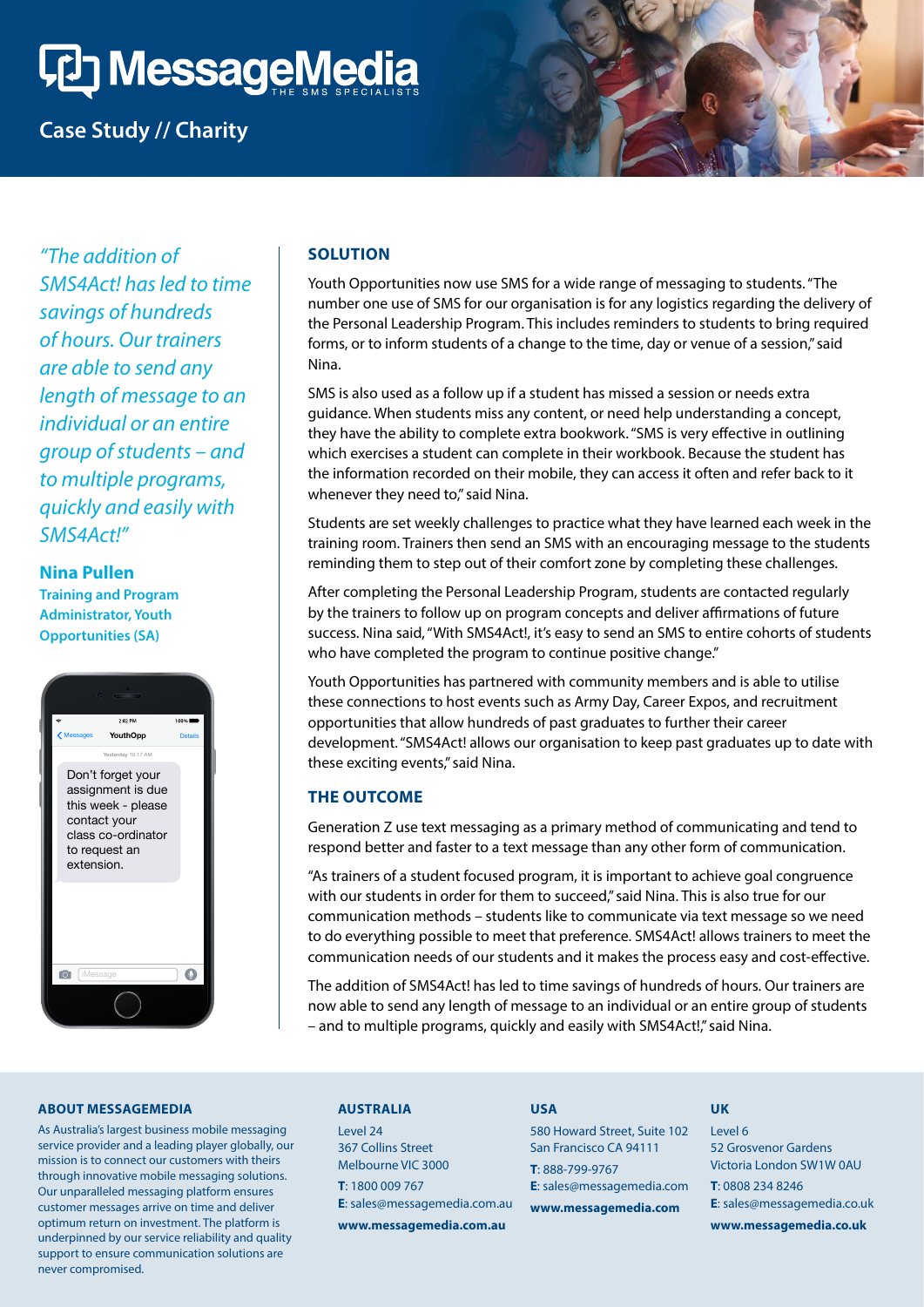# MessageMedia

THE SMS SPECIALISTS

## Case Study // Charity

*"The addition of SMS4Act! has led to time savings of hundreds of hours. Our trainers are able to send any length of message to an individual or an entire group of students – and to multiple programs, quickly and easily with SMS4Act!"*

**Nina Pullen**
**Training and Program Administrator, Youth Opportunities (SA)**

2:02 PM 100%
Messages YouthOpp Details
Yesterday 10:17 AM
Don't forget your assignment is due this week - please contact your class co-ordinator to request an extension.
iMessage

## SOLUTION

Youth Opportunities now use SMS for a wide range of messaging to students. "The number one use of SMS for our organisation is for any logistics regarding the delivery of the Personal Leadership Program. This includes reminders to students to bring required forms, or to inform students of a change to the time, day or venue of a session," said Nina.

SMS is also used as a follow up if a student has missed a session or needs extra guidance. When students miss any content, or need help understanding a concept, they have the ability to complete extra bookwork. "SMS is very effective in outlining which exercises a student can complete in their workbook. Because the student has the information recorded on their mobile, they can access it often and refer back to it whenever they need to," said Nina.

Students are set weekly challenges to practice what they have learned each week in the training room. Trainers then send an SMS with an encouraging message to the students reminding them to step out of their comfort zone by completing these challenges.

After completing the Personal Leadership Program, students are contacted regularly by the trainers to follow up on program concepts and deliver affirmations of future success. Nina said, "With SMS4Act!, it's easy to send an SMS to entire cohorts of students who have completed the program to continue positive change."

Youth Opportunities has partnered with community members and is able to utilise these connections to host events such as Army Day, Career Expos, and recruitment opportunities that allow hundreds of past graduates to further their career development. "SMS4Act! allows our organisation to keep past graduates up to date with these exciting events," said Nina.

## THE OUTCOME

Generation Z use text messaging as a primary method of communicating and tend to respond better and faster to a text message than any other form of communication.

"As trainers of a student focused program, it is important to achieve goal congruence with our students in order for them to succeed," said Nina. This is also true for our communication methods – students like to communicate via text message so we need to do everything possible to meet that preference. SMS4Act! allows trainers to meet the communication needs of our students and it makes the process easy and cost-effective.

The addition of SMS4Act! has led to time savings of hundreds of hours. Our trainers are now able to send any length of message to an individual or an entire group of students – and to multiple programs, quickly and easily with SMS4Act!," said Nina.

### ABOUT MESSAGEMEDIA

As Australia's largest business mobile messaging service provider and a leading player globally, our mission is to connect our customers with theirs through innovative mobile messaging solutions. Our unparalleled messaging platform ensures customer messages arrive on time and deliver optimum return on investment. The platform is underpinned by our service reliability and quality support to ensure communication solutions are never compromised.

### AUSTRALIA

Level 24
367 Collins Street
Melbourne VIC 3000
**T**: 1800 009 767
**E**: sales@messagemedia.com.au
**www.messagemedia.com.au**

### USA

580 Howard Street, Suite 102
San Francisco CA 94111
**T**: 888-799-9767
**E**: sales@messagemedia.com
**www.messagemedia.com**

### UK

Level 6
52 Grosvenor Gardens
Victoria London SW1W 0AU
**T**: 0808 234 8246
**E**: sales@messagemedia.co.uk
**www.messagemedia.co.uk**